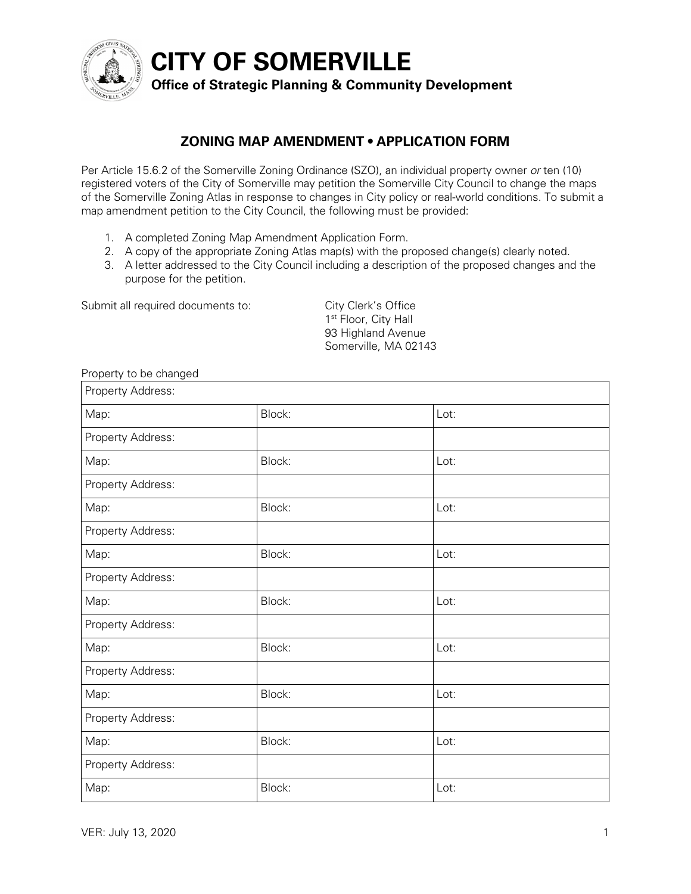# CITY OF SOMERVILLE

**Office of Strategic Planning & Community Development**

## ZONING MAP AMENDMENT • APPLICATION FORM

Per Article 15.6.2 of the Somerville Zoning Ordinance (SZO), an individual property owner *or* ten (10) registered voters of the City of Somerville may petition the Somerville City Council to change the maps of the Somerville Zoning Atlas in response to changes in City policy or real-world conditions. To submit a map amendment petition to the City Council, the following must be provided:

1. A completed Zoning Map Amendment Application Form.
2. A copy of the appropriate Zoning Atlas map(s) with the proposed change(s) clearly noted.
3. A letter addressed to the City Council including a description of the proposed changes and the purpose for the petition.

Submit all required documents to:

City Clerk's Office
1st Floor, City Hall
93 Highland Avenue
Somerville, MA 02143

Property to be changed

| Property Address: | | |
|---|---|---|
| Map: | Block: | Lot: |
| Property Address: | | |
| Map: | Block: | Lot: |
| Property Address: | | |
| Map: | Block: | Lot: |
| Property Address: | | |
| Map: | Block: | Lot: |
| Property Address: | | |
| Map: | Block: | Lot: |
| Property Address: | | |
| Map: | Block: | Lot: |
| Property Address: | | |
| Map: | Block: | Lot: |
| Property Address: | | |
| Map: | Block: | Lot: |
| Property Address: | | |
| Map: | Block: | Lot: |

VER: July 13, 2020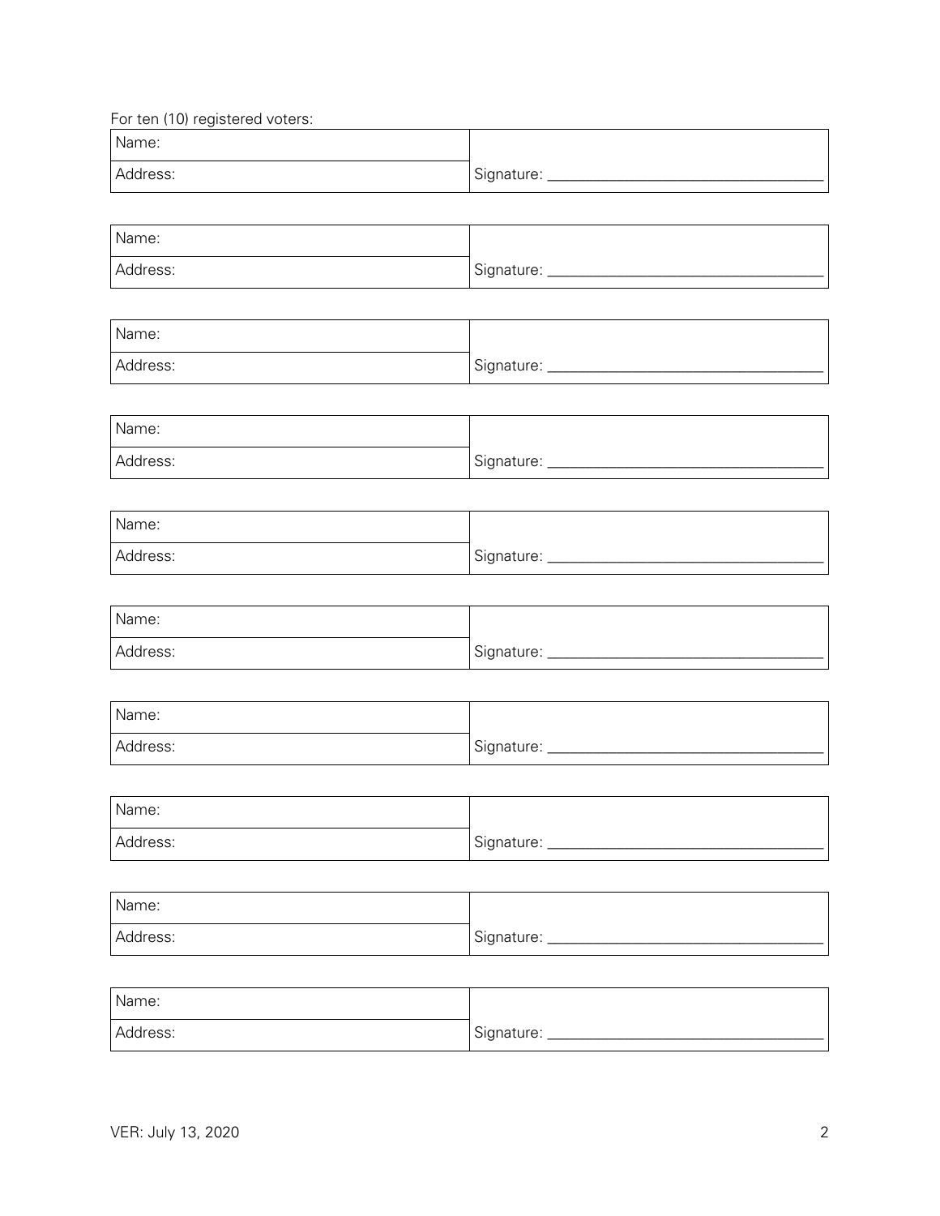For ten (10) registered voters:

| | |
|---|---|
| Name: | |
| Address: | Signature: ________________________________ |

| | |
|---|---|
| Name: | |
| Address: | Signature: ________________________________ |

| | |
|---|---|
| Name: | |
| Address: | Signature: ________________________________ |

| | |
|---|---|
| Name: | |
| Address: | Signature: ________________________________ |

| | |
|---|---|
| Name: | |
| Address: | Signature: ________________________________ |

| | |
|---|---|
| Name: | |
| Address: | Signature: ________________________________ |

| | |
|---|---|
| Name: | |
| Address: | Signature: ________________________________ |

| | |
|---|---|
| Name: | |
| Address: | Signature: ________________________________ |

| | |
|---|---|
| Name: | |
| Address: | Signature: ________________________________ |

| | |
|---|---|
| Name: | |
| Address: | Signature: ________________________________ |

VER: July 13, 2020